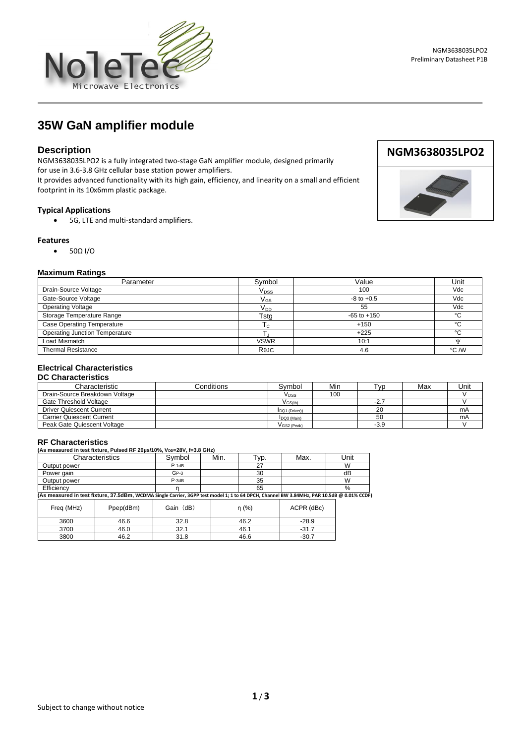# 35W GaN amplifier module

## Description

NGM3638035LPO2 is a fully integrated two-stage GaN amplifier module, designed primarily for use in 3.6-3.8 GHz cellular base station power amplifiers.

It provides advanced functionality with its high gain, efficiency, and linearity on a small and efficient footprint in its 10x6mm plastic package.

**NGM3638035LPO2**

### Typical Applications

- 5G, LTE and multi-standard amplifiers.

### Features

- 50Ω I/O

### Maximum Ratings

| Parameter | Symbol | Value | Unit |
|---|---|---|---|
| Drain-Source Voltage | $V_{DSS}$ | 100 | Vdc |
| Gate-Source Voltage | $V_{GS}$ | -8 to +0.5 | Vdc |
| Operating Voltage | $V_{DD}$ | 55 | Vdc |
| Storage Temperature Range | Tstg | -65 to +150 | °C |
| Case Operating Temperature | $T_C$ | +150 | °C |
| Operating Junction Temperature | $T_J$ | +225 | °C |
| Load Mismatch | VSWR | 10:1 | Ψ |
| Thermal Resistance | RθJC | 4.6 | °C /W |

### Electrical Characteristics

#### DC Characteristics

| Characteristic | Conditions | Symbol | Min | Typ | Max | Unit |
|---|---|---|---|---|---|---|
| Drain-Source Breakdown Voltage | | $V_{DSS}$ | 100 | | | V |
| Gate Threshold Voltage | | $V_{GS(th)}$ | | -2.7 | | V |
| Driver Quiescent Current | | $I_{DQ1\ (Driver)}$ | | 20 | | mA |
| Carrier Quiescent Current | | $I_{DQ3\ (Main)}$ | | 50 | | mA |
| Peak Gate Quiescent Voltage | | $V_{GS2\ (Peak)}$ | | -3.9 | | V |

#### RF Characteristics

**(As measured in test fixture, Pulsed RF 20μs/10%, $V_{DD}$=28V, f=3.8 GHz)**

| Characteristics | Symbol | Min. | Typ. | Max. | Unit |
|---|---|---|---|---|---|
| Output power | $P_{-1dB}$ | | 27 | | W |
| Power gain | $G_{P-3}$ | | 30 | | dB |
| Output power | $P_{-3dB}$ | | 35 | | W |
| Efficiency | η | | 65 | | % |

**(As measured in test fixture, 37.5dBm, WCDMA Single Carrier, 3GPP test model 1; 1 to 64 DPCH, Channel BW 3.84MHz, PAR 10.5dB @ 0.01% CCDF)**

| Freq (MHz) | Ppep(dBm) | Gain（dB） | η (%) | ACPR (dBc) |
|---|---|---|---|---|
| 3600 | 46.6 | 32.8 | 46.2 | -28.9 |
| 3700 | 46.0 | 32.1 | 46.1 | -31.7 |
| 3800 | 46.2 | 31.8 | 46.6 | -30.7 |

Subject to change without notice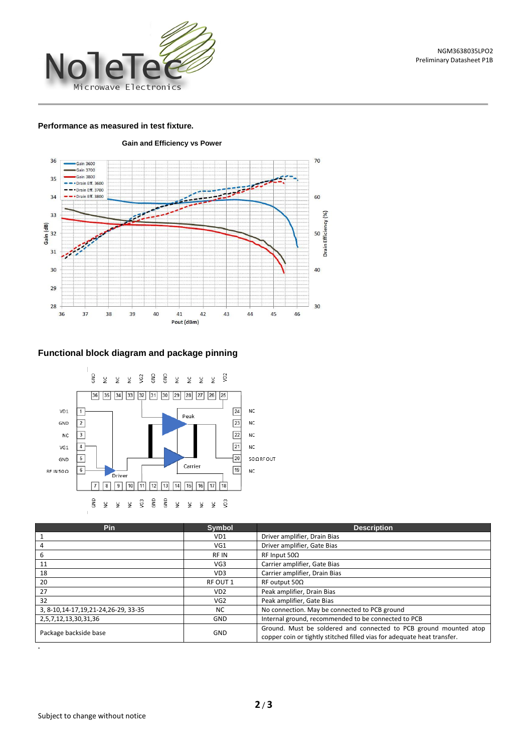**Performance as measured in test fixture.**

**Gain and Efficiency vs Power**

## Functional block diagram and package pinning

| Pin | Symbol | Description |
|---|---|---|
| 1 | VD1 | Driver amplifier, Drain Bias |
| 4 | VG1 | Driver amplifier, Gate Bias |
| 6 | RF IN | RF Input 50Ω |
| 11 | VG3 | Carrier amplifier, Gate Bias |
| 18 | VD3 | Carrier amplifier, Drain Bias |
| 20 | RF OUT 1 | RF output 50Ω |
| 27 | VD2 | Peak amplifier, Drain Bias |
| 32 | VG2 | Peak amplifier, Gate Bias |
| 3, 8-10,14-17,19,21-24,26-29, 33-35 | NC | No connection. May be connected to PCB ground |
| 2,5,7,12,13,30,31,36 | GND | Internal ground, recommended to be connected to PCB |
| Package backside base | GND | Ground. Must be soldered and connected to PCB ground mounted atop copper coin or tightly stitched filled vias for adequate heat transfer. |

Subject to change without notice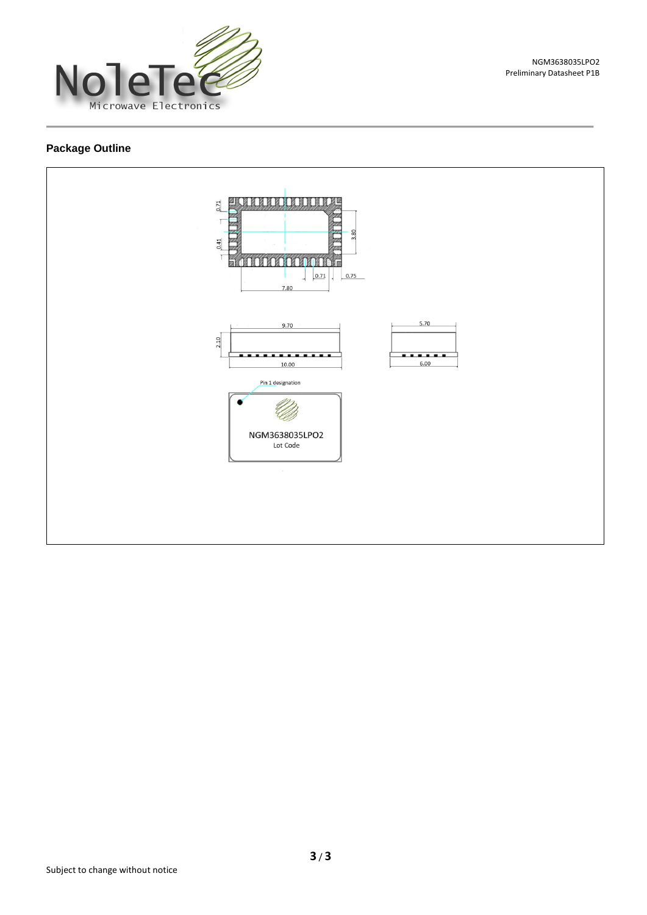## Package Outline

0.71

0.41

3.80

0.71

0.75

7.80

9.70

2.10

10.00

5.70

6.00

Pin 1 designation

NGM3638035LPO2
Lot Code

Subject to change without notice